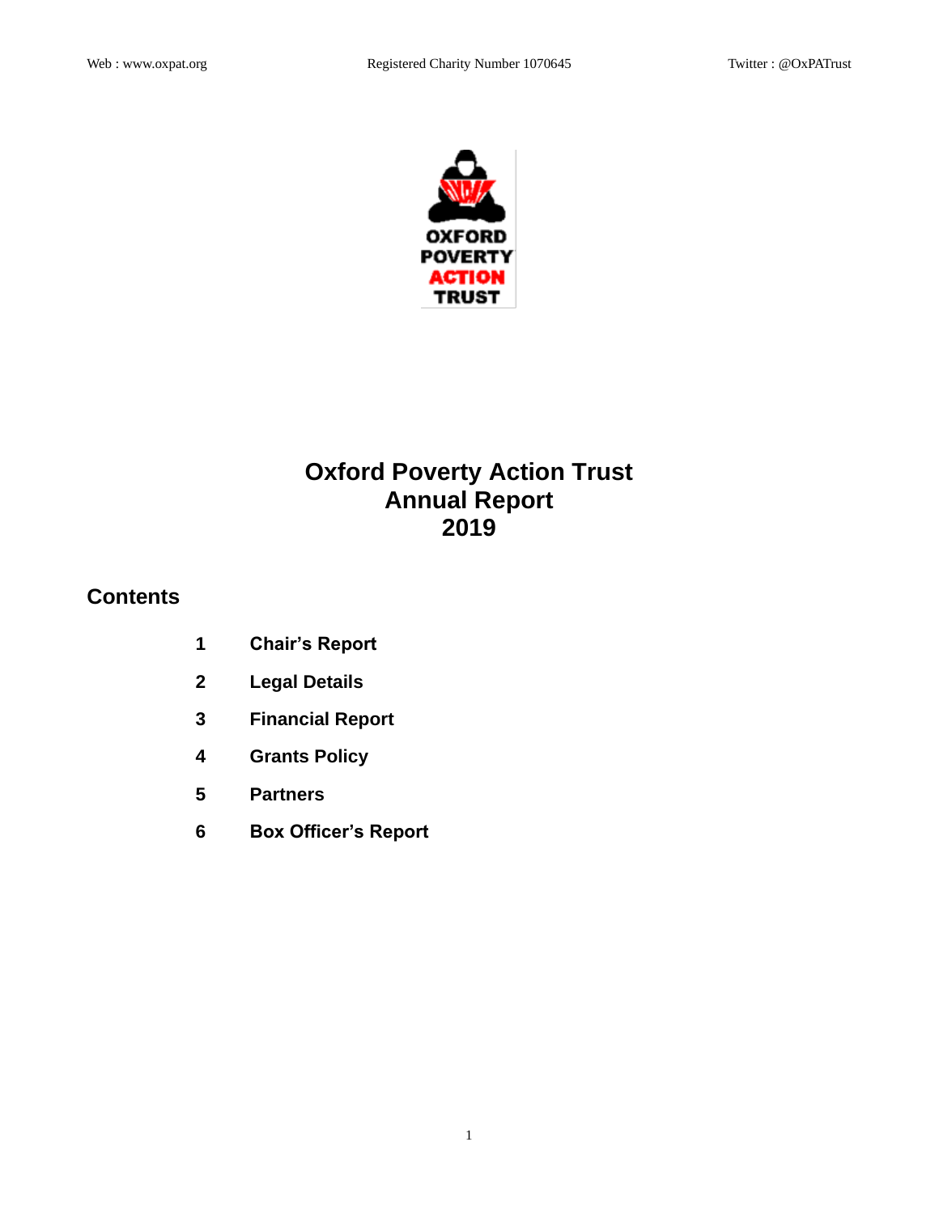Web : www.oxpat.org Registered Charity Number 1070645 Twitter : @OxPATrust

OXFORD POVERTY ACTION TRUST

# Oxford Poverty Action Trust Annual Report 2019

## Contents

1. Chair's Report
2. Legal Details
3. Financial Report
4. Grants Policy
5. Partners
6. Box Officer's Report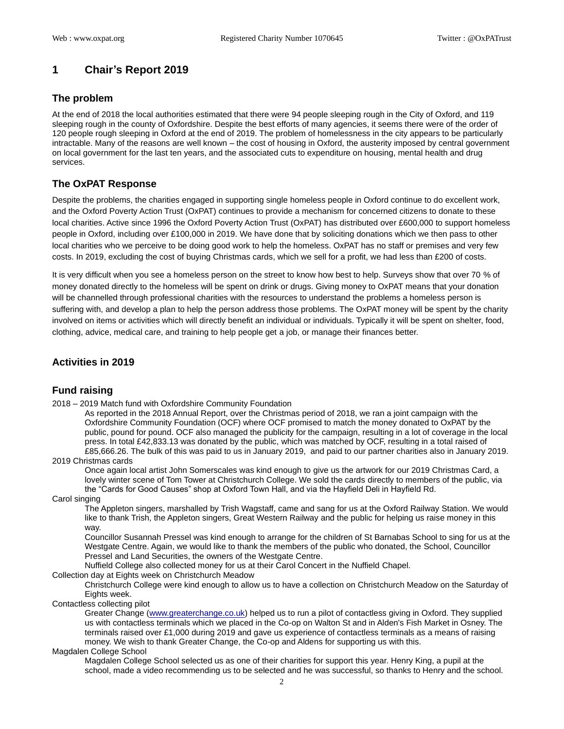# 1 Chair's Report 2019

## The problem

At the end of 2018 the local authorities estimated that there were 94 people sleeping rough in the City of Oxford, and 119 sleeping rough in the county of Oxfordshire. Despite the best efforts of many agencies, it seems there were of the order of 120 people rough sleeping in Oxford at the end of 2019. The problem of homelessness in the city appears to be particularly intractable. Many of the reasons are well known – the cost of housing in Oxford, the austerity imposed by central government on local government for the last ten years, and the associated cuts to expenditure on housing, mental health and drug services.

## The OxPAT Response

Despite the problems, the charities engaged in supporting single homeless people in Oxford continue to do excellent work, and the Oxford Poverty Action Trust (OxPAT) continues to provide a mechanism for concerned citizens to donate to these local charities. Active since 1996 the Oxford Poverty Action Trust (OxPAT) has distributed over £600,000 to support homeless people in Oxford, including over £100,000 in 2019. We have done that by soliciting donations which we then pass to other local charities who we perceive to be doing good work to help the homeless. OxPAT has no staff or premises and very few costs. In 2019, excluding the cost of buying Christmas cards, which we sell for a profit, we had less than £200 of costs.

It is very difficult when you see a homeless person on the street to know how best to help. Surveys show that over 70 % of money donated directly to the homeless will be spent on drink or drugs. Giving money to OxPAT means that your donation will be channelled through professional charities with the resources to understand the problems a homeless person is suffering with, and develop a plan to help the person address those problems. The OxPAT money will be spent by the charity involved on items or activities which will directly benefit an individual or individuals. Typically it will be spent on shelter, food, clothing, advice, medical care, and training to help people get a job, or manage their finances better.

## Activities in 2019

## Fund raising

2018 – 2019 Match fund with Oxfordshire Community Foundation

> As reported in the 2018 Annual Report, over the Christmas period of 2018, we ran a joint campaign with the Oxfordshire Community Foundation (OCF) where OCF promised to match the money donated to OxPAT by the public, pound for pound. OCF also managed the publicity for the campaign, resulting in a lot of coverage in the local press. In total £42,833.13 was donated by the public, which was matched by OCF, resulting in a total raised of £85,666.26. The bulk of this was paid to us in January 2019, and paid to our partner charities also in January 2019.

2019 Christmas cards

> Once again local artist John Somerscales was kind enough to give us the artwork for our 2019 Christmas Card, a lovely winter scene of Tom Tower at Christchurch College. We sold the cards directly to members of the public, via the "Cards for Good Causes" shop at Oxford Town Hall, and via the Hayfield Deli in Hayfield Rd.

Carol singing

> The Appleton singers, marshalled by Trish Wagstaff, came and sang for us at the Oxford Railway Station. We would like to thank Trish, the Appleton singers, Great Western Railway and the public for helping us raise money in this way.
>
> Councillor Susannah Pressel was kind enough to arrange for the children of St Barnabas School to sing for us at the Westgate Centre. Again, we would like to thank the members of the public who donated, the School, Councillor Pressel and Land Securities, the owners of the Westgate Centre.
>
> Nuffield College also collected money for us at their Carol Concert in the Nuffield Chapel.

Collection day at Eights week on Christchurch Meadow

> Christchurch College were kind enough to allow us to have a collection on Christchurch Meadow on the Saturday of Eights week.

Contactless collecting pilot

> Greater Change (www.greaterchange.co.uk) helped us to run a pilot of contactless giving in Oxford. They supplied us with contactless terminals which we placed in the Co-op on Walton St and in Alden's Fish Market in Osney. The terminals raised over £1,000 during 2019 and gave us experience of contactless terminals as a means of raising money. We wish to thank Greater Change, the Co-op and Aldens for supporting us with this.

Magdalen College School

> Magdalen College School selected us as one of their charities for support this year. Henry King, a pupil at the school, made a video recommending us to be selected and he was successful, so thanks to Henry and the school.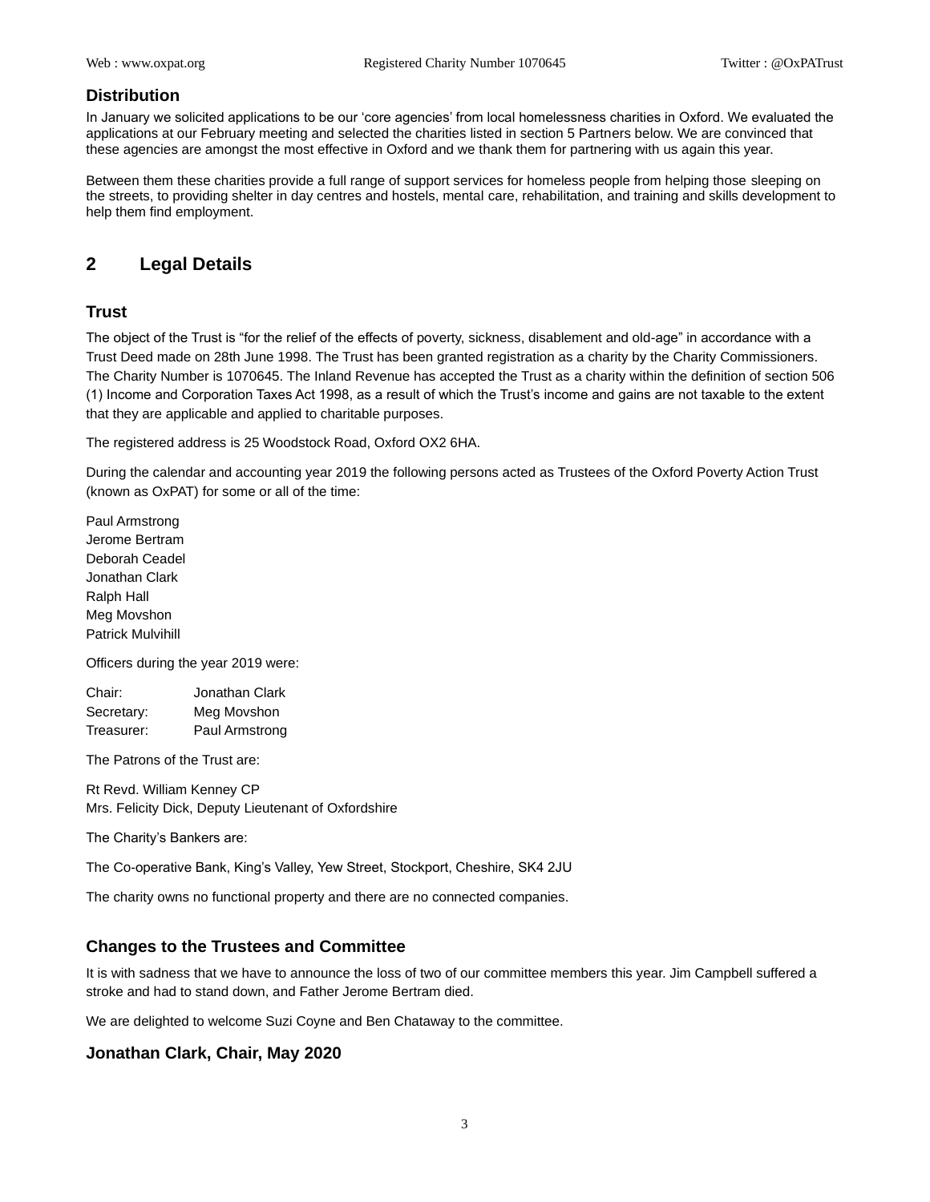### Distribution

In January we solicited applications to be our 'core agencies' from local homelessness charities in Oxford. We evaluated the applications at our February meeting and selected the charities listed in section 5 Partners below. We are convinced that these agencies are amongst the most effective in Oxford and we thank them for partnering with us again this year.

Between them these charities provide a full range of support services for homeless people from helping those sleeping on the streets, to providing shelter in day centres and hostels, mental care, rehabilitation, and training and skills development to help them find employment.

## 2 Legal Details

### Trust

The object of the Trust is "for the relief of the effects of poverty, sickness, disablement and old-age" in accordance with a Trust Deed made on 28th June 1998. The Trust has been granted registration as a charity by the Charity Commissioners. The Charity Number is 1070645. The Inland Revenue has accepted the Trust as a charity within the definition of section 506 (1) Income and Corporation Taxes Act 1998, as a result of which the Trust's income and gains are not taxable to the extent that they are applicable and applied to charitable purposes.

The registered address is 25 Woodstock Road, Oxford OX2 6HA.

During the calendar and accounting year 2019 the following persons acted as Trustees of the Oxford Poverty Action Trust (known as OxPAT) for some or all of the time:

Paul Armstrong
Jerome Bertram
Deborah Ceadel
Jonathan Clark
Ralph Hall
Meg Movshon
Patrick Mulvihill

Officers during the year 2019 were:

| | |
|---|---|
| Chair: | Jonathan Clark |
| Secretary: | Meg Movshon |
| Treasurer: | Paul Armstrong |

The Patrons of the Trust are:

Rt Revd. William Kenney CP
Mrs. Felicity Dick, Deputy Lieutenant of Oxfordshire

The Charity's Bankers are:

The Co-operative Bank, King's Valley, Yew Street, Stockport, Cheshire, SK4 2JU

The charity owns no functional property and there are no connected companies.

### Changes to the Trustees and Committee

It is with sadness that we have to announce the loss of two of our committee members this year. Jim Campbell suffered a stroke and had to stand down, and Father Jerome Bertram died.

We are delighted to welcome Suzi Coyne and Ben Chataway to the committee.

### Jonathan Clark, Chair, May 2020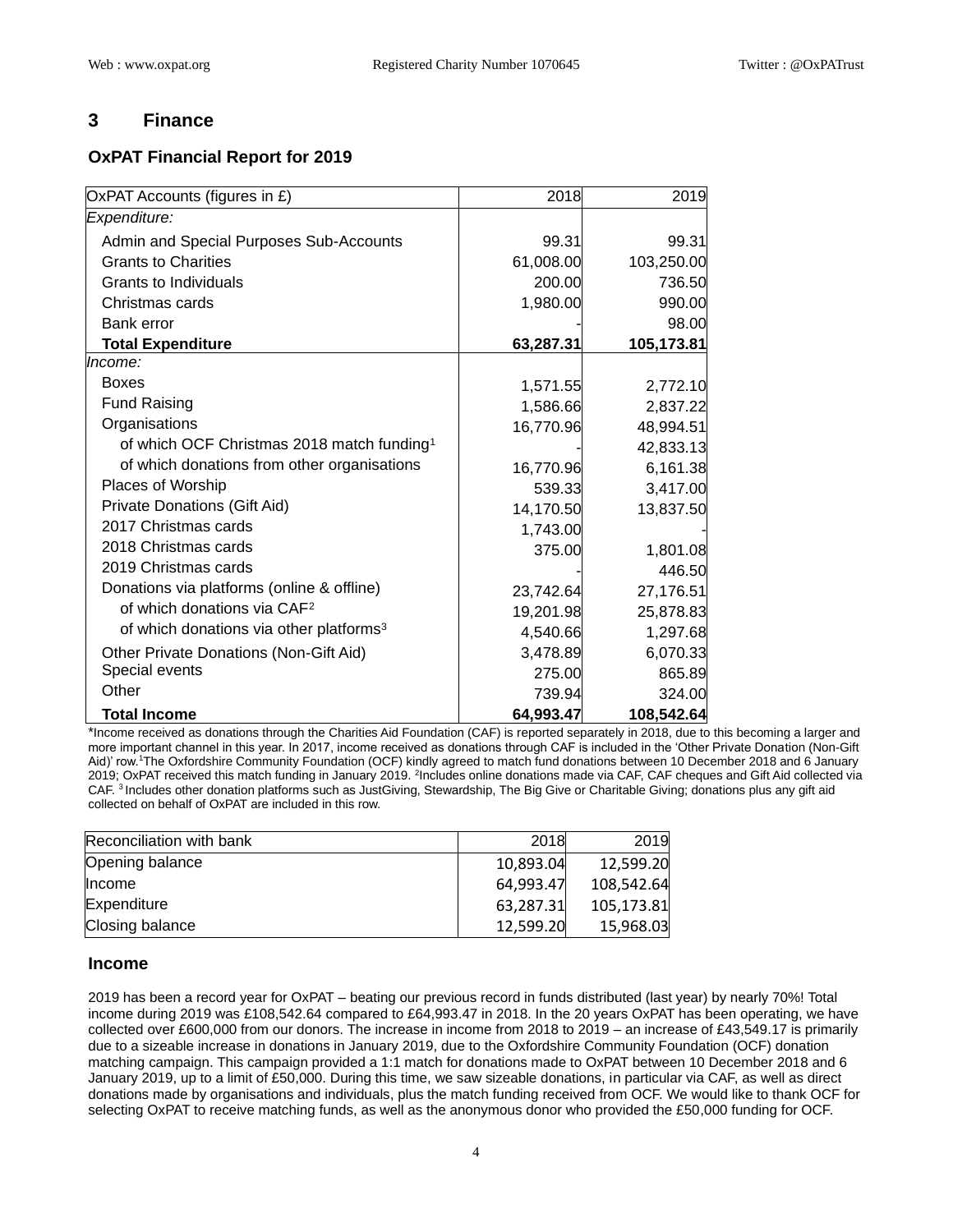## 3 Finance

### OxPAT Financial Report for 2019

| OxPAT Accounts (figures in £) | 2018 | 2019 |
|---|---|---|
| *Expenditure:* | | |
| Admin and Special Purposes Sub-Accounts | 99.31 | 99.31 |
| Grants to Charities | 61,008.00 | 103,250.00 |
| Grants to Individuals | 200.00 | 736.50 |
| Christmas cards | 1,980.00 | 990.00 |
| Bank error | - | 98.00 |
| **Total Expenditure** | **63,287.31** | **105,173.81** |
| *Income:* | | |
| Boxes | 1,571.55 | 2,772.10 |
| Fund Raising | 1,586.66 | 2,837.22 |
| Organisations | 16,770.96 | 48,994.51 |
| of which OCF Christmas 2018 match funding[1] | - | 42,833.13 |
| of which donations from other organisations | 16,770.96 | 6,161.38 |
| Places of Worship | 539.33 | 3,417.00 |
| Private Donations (Gift Aid) | 14,170.50 | 13,837.50 |
| 2017 Christmas cards | 1,743.00 | - |
| 2018 Christmas cards | 375.00 | 1,801.08 |
| 2019 Christmas cards | - | 446.50 |
| Donations via platforms (online & offline) | 23,742.64 | 27,176.51 |
| of which donations via CAF[2] | 19,201.98 | 25,878.83 |
| of which donations via other platforms[3] | 4,540.66 | 1,297.68 |
| Other Private Donations (Non-Gift Aid) | 3,478.89 | 6,070.33 |
| Special events | 275.00 | 865.89 |
| Other | 739.94 | 324.00 |
| **Total Income** | **64,993.47** | **108,542.64** |

*Income received as donations through the Charities Aid Foundation (CAF) is reported separately in 2018, due to this becoming a larger and more important channel in this year. In 2017, income received as donations through CAF is included in the 'Other Private Donation (Non-Gift Aid)' row.[1]The Oxfordshire Community Foundation (OCF) kindly agreed to match fund donations between 10 December 2018 and 6 January 2019; OxPAT received this match funding in January 2019. [2]Includes online donations made via CAF, CAF cheques and Gift Aid collected via CAF. [3] Includes other donation platforms such as JustGiving, Stewardship, The Big Give or Charitable Giving; donations plus any gift aid collected on behalf of OxPAT are included in this row.

| Reconciliation with bank | 2018 | 2019 |
|---|---|---|
| Opening balance | 10,893.04 | 12,599.20 |
| Income | 64,993.47 | 108,542.64 |
| Expenditure | 63,287.31 | 105,173.81 |
| Closing balance | 12,599.20 | 15,968.03 |

### Income

2019 has been a record year for OxPAT – beating our previous record in funds distributed (last year) by nearly 70%! Total income during 2019 was £108,542.64 compared to £64,993.47 in 2018. In the 20 years OxPAT has been operating, we have collected over £600,000 from our donors. The increase in income from 2018 to 2019 – an increase of £43,549.17 is primarily due to a sizeable increase in donations in January 2019, due to the Oxfordshire Community Foundation (OCF) donation matching campaign. This campaign provided a 1:1 match for donations made to OxPAT between 10 December 2018 and 6 January 2019, up to a limit of £50,000. During this time, we saw sizeable donations, in particular via CAF, as well as direct donations made by organisations and individuals, plus the match funding received from OCF. We would like to thank OCF for selecting OxPAT to receive matching funds, as well as the anonymous donor who provided the £50,000 funding for OCF.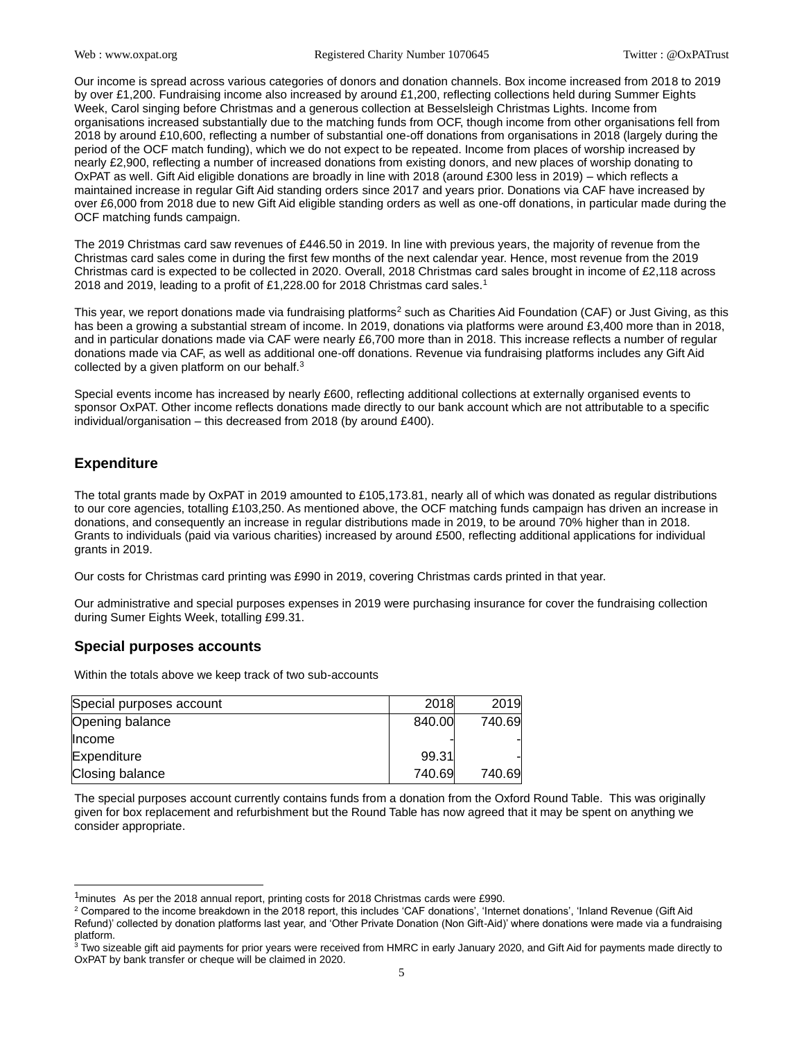Our income is spread across various categories of donors and donation channels. Box income increased from 2018 to 2019 by over £1,200. Fundraising income also increased by around £1,200, reflecting collections held during Summer Eights Week, Carol singing before Christmas and a generous collection at Besselsleigh Christmas Lights. Income from organisations increased substantially due to the matching funds from OCF, though income from other organisations fell from 2018 by around £10,600, reflecting a number of substantial one-off donations from organisations in 2018 (largely during the period of the OCF match funding), which we do not expect to be repeated. Income from places of worship increased by nearly £2,900, reflecting a number of increased donations from existing donors, and new places of worship donating to OxPAT as well. Gift Aid eligible donations are broadly in line with 2018 (around £300 less in 2019) – which reflects a maintained increase in regular Gift Aid standing orders since 2017 and years prior. Donations via CAF have increased by over £6,000 from 2018 due to new Gift Aid eligible standing orders as well as one-off donations, in particular made during the OCF matching funds campaign.

The 2019 Christmas card saw revenues of £446.50 in 2019. In line with previous years, the majority of revenue from the Christmas card sales come in during the first few months of the next calendar year. Hence, most revenue from the 2019 Christmas card is expected to be collected in 2020. Overall, 2018 Christmas card sales brought in income of £2,118 across 2018 and 2019, leading to a profit of £1,228.00 for 2018 Christmas card sales.[1]

This year, we report donations made via fundraising platforms[2] such as Charities Aid Foundation (CAF) or Just Giving, as this has been a growing a substantial stream of income. In 2019, donations via platforms were around £3,400 more than in 2018, and in particular donations made via CAF were nearly £6,700 more than in 2018. This increase reflects a number of regular donations made via CAF, as well as additional one-off donations. Revenue via fundraising platforms includes any Gift Aid collected by a given platform on our behalf.[3]

Special events income has increased by nearly £600, reflecting additional collections at externally organised events to sponsor OxPAT. Other income reflects donations made directly to our bank account which are not attributable to a specific individual/organisation – this decreased from 2018 (by around £400).

## Expenditure

The total grants made by OxPAT in 2019 amounted to £105,173.81, nearly all of which was donated as regular distributions to our core agencies, totalling £103,250. As mentioned above, the OCF matching funds campaign has driven an increase in donations, and consequently an increase in regular distributions made in 2019, to be around 70% higher than in 2018. Grants to individuals (paid via various charities) increased by around £500, reflecting additional applications for individual grants in 2019.

Our costs for Christmas card printing was £990 in 2019, covering Christmas cards printed in that year.

Our administrative and special purposes expenses in 2019 were purchasing insurance for cover the fundraising collection during Sumer Eights Week, totalling £99.31.

## Special purposes accounts

Within the totals above we keep track of two sub-accounts

| Special purposes account | 2018 | 2019 |
|---|---|---|
| Opening balance | 840.00 | 740.69 |
| Income | - | - |
| Expenditure | 99.31 | - |
| Closing balance | 740.69 | 740.69 |

The special purposes account currently contains funds from a donation from the Oxford Round Table. This was originally given for box replacement and refurbishment but the Round Table has now agreed that it may be spent on anything we consider appropriate.

---

[1] minutes As per the 2018 annual report, printing costs for 2018 Christmas cards were £990.

[2] Compared to the income breakdown in the 2018 report, this includes 'CAF donations', 'Internet donations', 'Inland Revenue (Gift Aid Refund)' collected by donation platforms last year, and 'Other Private Donation (Non Gift-Aid)' where donations were made via a fundraising platform.

[3] Two sizeable gift aid payments for prior years were received from HMRC in early January 2020, and Gift Aid for payments made directly to OxPAT by bank transfer or cheque will be claimed in 2020.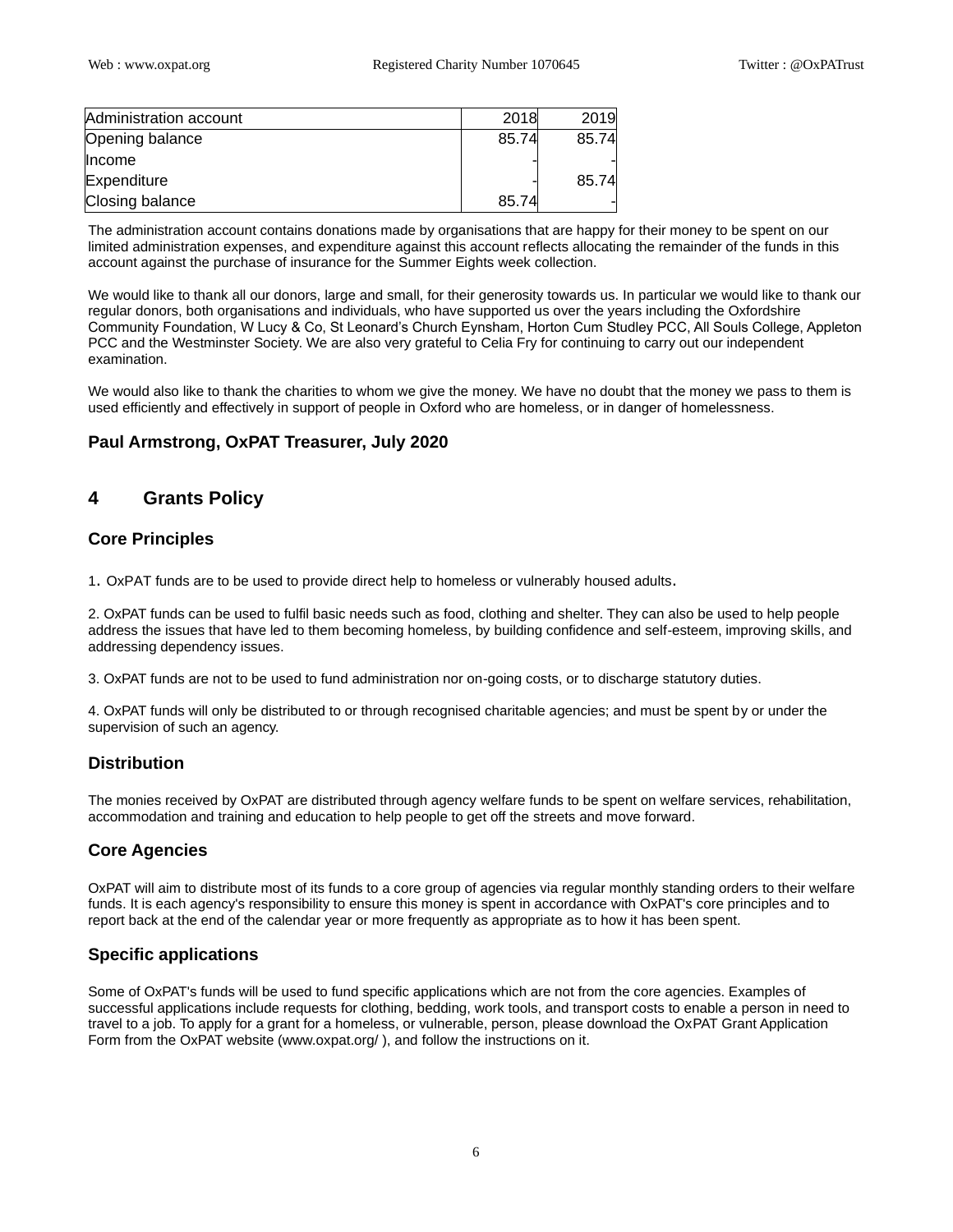| Administration account | 2018 | 2019 |
|---|---|---|
| Opening balance | 85.74 | 85.74 |
| Income | - | - |
| Expenditure | - | 85.74 |
| Closing balance | 85.74 | - |

The administration account contains donations made by organisations that are happy for their money to be spent on our limited administration expenses, and expenditure against this account reflects allocating the remainder of the funds in this account against the purchase of insurance for the Summer Eights week collection.

We would like to thank all our donors, large and small, for their generosity towards us. In particular we would like to thank our regular donors, both organisations and individuals, who have supported us over the years including the Oxfordshire Community Foundation, W Lucy & Co, St Leonard's Church Eynsham, Horton Cum Studley PCC, All Souls College, Appleton PCC and the Westminster Society. We are also very grateful to Celia Fry for continuing to carry out our independent examination.

We would also like to thank the charities to whom we give the money. We have no doubt that the money we pass to them is used efficiently and effectively in support of people in Oxford who are homeless, or in danger of homelessness.

**Paul Armstrong, OxPAT Treasurer, July 2020**

## 4 Grants Policy

### Core Principles

1. OxPAT funds are to be used to provide direct help to homeless or vulnerably housed adults.

2. OxPAT funds can be used to fulfil basic needs such as food, clothing and shelter. They can also be used to help people address the issues that have led to them becoming homeless, by building confidence and self-esteem, improving skills, and addressing dependency issues.

3. OxPAT funds are not to be used to fund administration nor on-going costs, or to discharge statutory duties.

4. OxPAT funds will only be distributed to or through recognised charitable agencies; and must be spent by or under the supervision of such an agency.

### Distribution

The monies received by OxPAT are distributed through agency welfare funds to be spent on welfare services, rehabilitation, accommodation and training and education to help people to get off the streets and move forward.

### Core Agencies

OxPAT will aim to distribute most of its funds to a core group of agencies via regular monthly standing orders to their welfare funds. It is each agency's responsibility to ensure this money is spent in accordance with OxPAT's core principles and to report back at the end of the calendar year or more frequently as appropriate as to how it has been spent.

### Specific applications

Some of OxPAT's funds will be used to fund specific applications which are not from the core agencies. Examples of successful applications include requests for clothing, bedding, work tools, and transport costs to enable a person in need to travel to a job. To apply for a grant for a homeless, or vulnerable, person, please download the OxPAT Grant Application Form from the OxPAT website (www.oxpat.org/ ), and follow the instructions on it.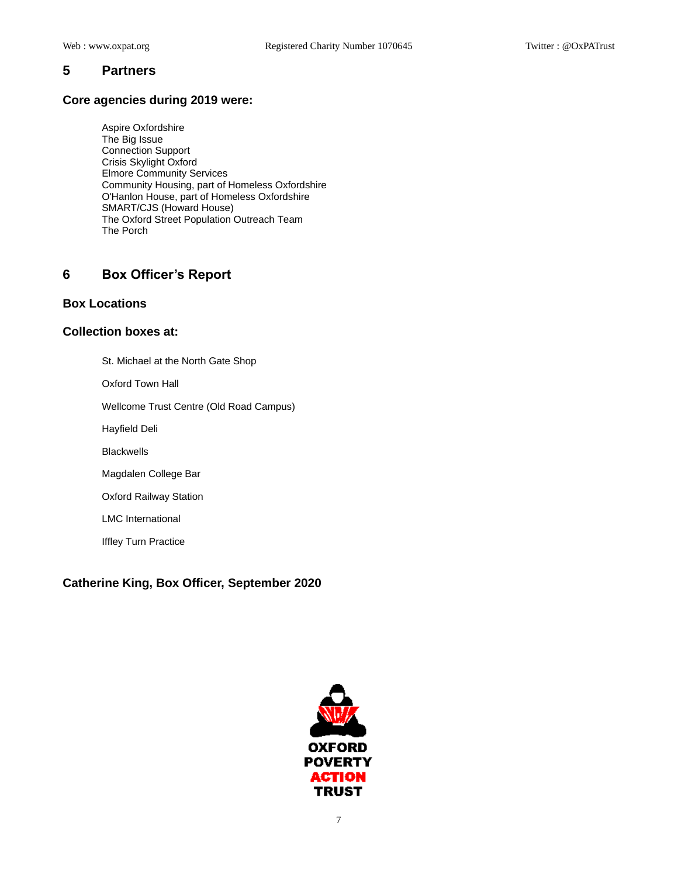## 5 Partners

### Core agencies during 2019 were:

Aspire Oxfordshire
The Big Issue
Connection Support
Crisis Skylight Oxford
Elmore Community Services
Community Housing, part of Homeless Oxfordshire
O'Hanlon House, part of Homeless Oxfordshire
SMART/CJS (Howard House)
The Oxford Street Population Outreach Team
The Porch

## 6 Box Officer's Report

### Box Locations

### Collection boxes at:

St. Michael at the North Gate Shop

Oxford Town Hall

Wellcome Trust Centre (Old Road Campus)

Hayfield Deli

Blackwells

Magdalen College Bar

Oxford Railway Station

LMC International

Iffley Turn Practice

**Catherine King, Box Officer, September 2020**

OXFORD
POVERTY
ACTION
TRUST